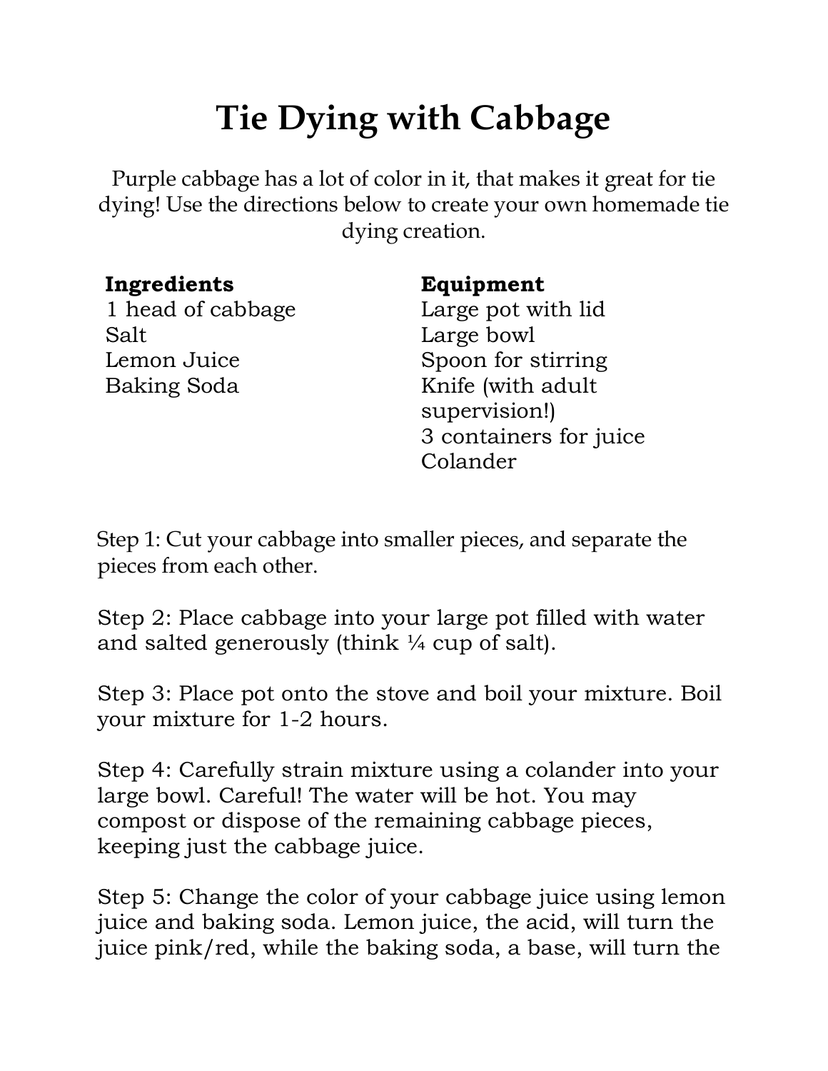# Tie Dying with Cabbage

Purple cabbage has a lot of color in it, that makes it great for tie dying! Use the directions below to create your own homemade tie dying creation.

**Ingredients**
1 head of cabbage
Salt
Lemon Juice
Baking Soda

**Equipment**
Large pot with lid
Large bowl
Spoon for stirring
Knife (with adult supervision!)
3 containers for juice
Colander

Step 1: Cut your cabbage into smaller pieces, and separate the pieces from each other.

Step 2: Place cabbage into your large pot filled with water and salted generously (think ¼ cup of salt).

Step 3: Place pot onto the stove and boil your mixture. Boil your mixture for 1-2 hours.

Step 4: Carefully strain mixture using a colander into your large bowl. Careful! The water will be hot. You may compost or dispose of the remaining cabbage pieces, keeping just the cabbage juice.

Step 5: Change the color of your cabbage juice using lemon juice and baking soda. Lemon juice, the acid, will turn the juice pink/red, while the baking soda, a base, will turn the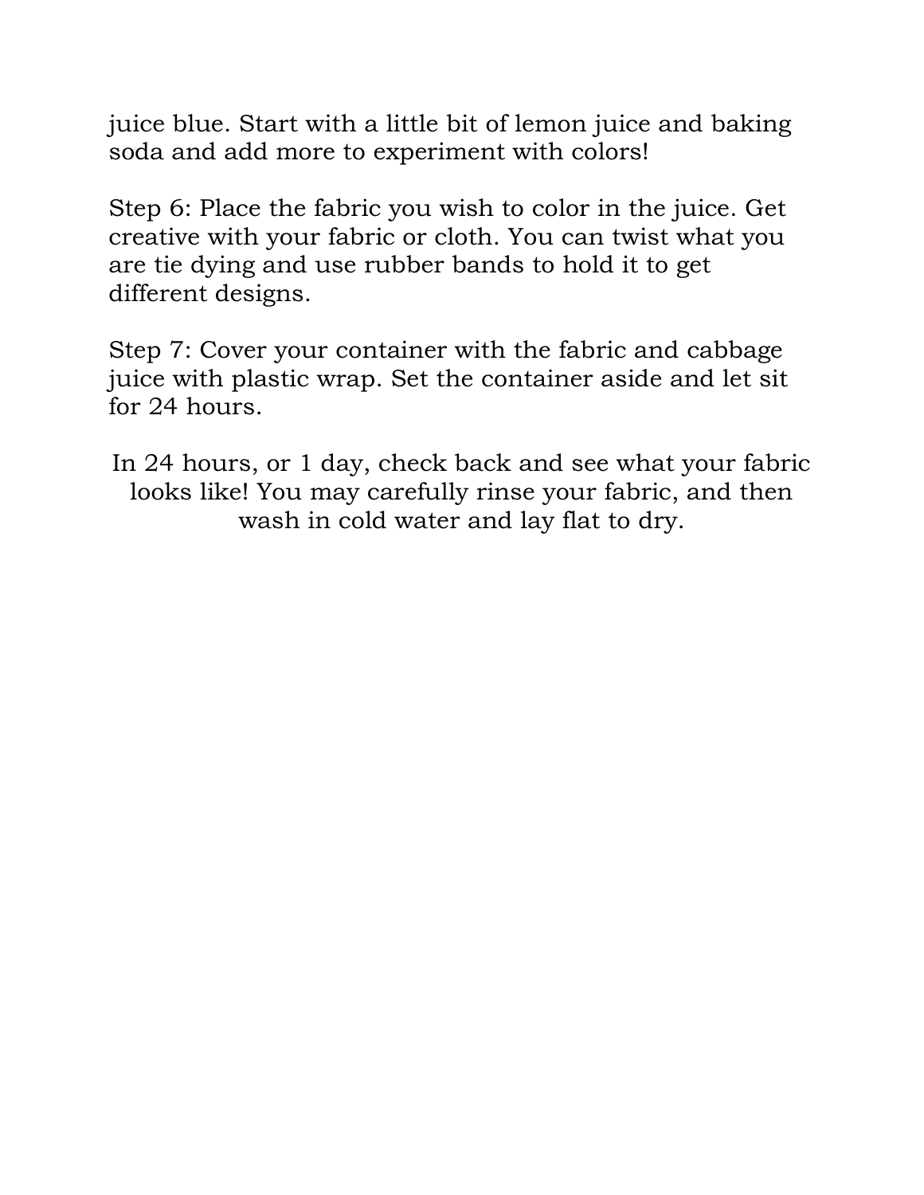juice blue. Start with a little bit of lemon juice and baking soda and add more to experiment with colors!

Step 6: Place the fabric you wish to color in the juice. Get creative with your fabric or cloth. You can twist what you are tie dying and use rubber bands to hold it to get different designs.

Step 7: Cover your container with the fabric and cabbage juice with plastic wrap. Set the container aside and let sit for 24 hours.

In 24 hours, or 1 day, check back and see what your fabric looks like! You may carefully rinse your fabric, and then wash in cold water and lay flat to dry.